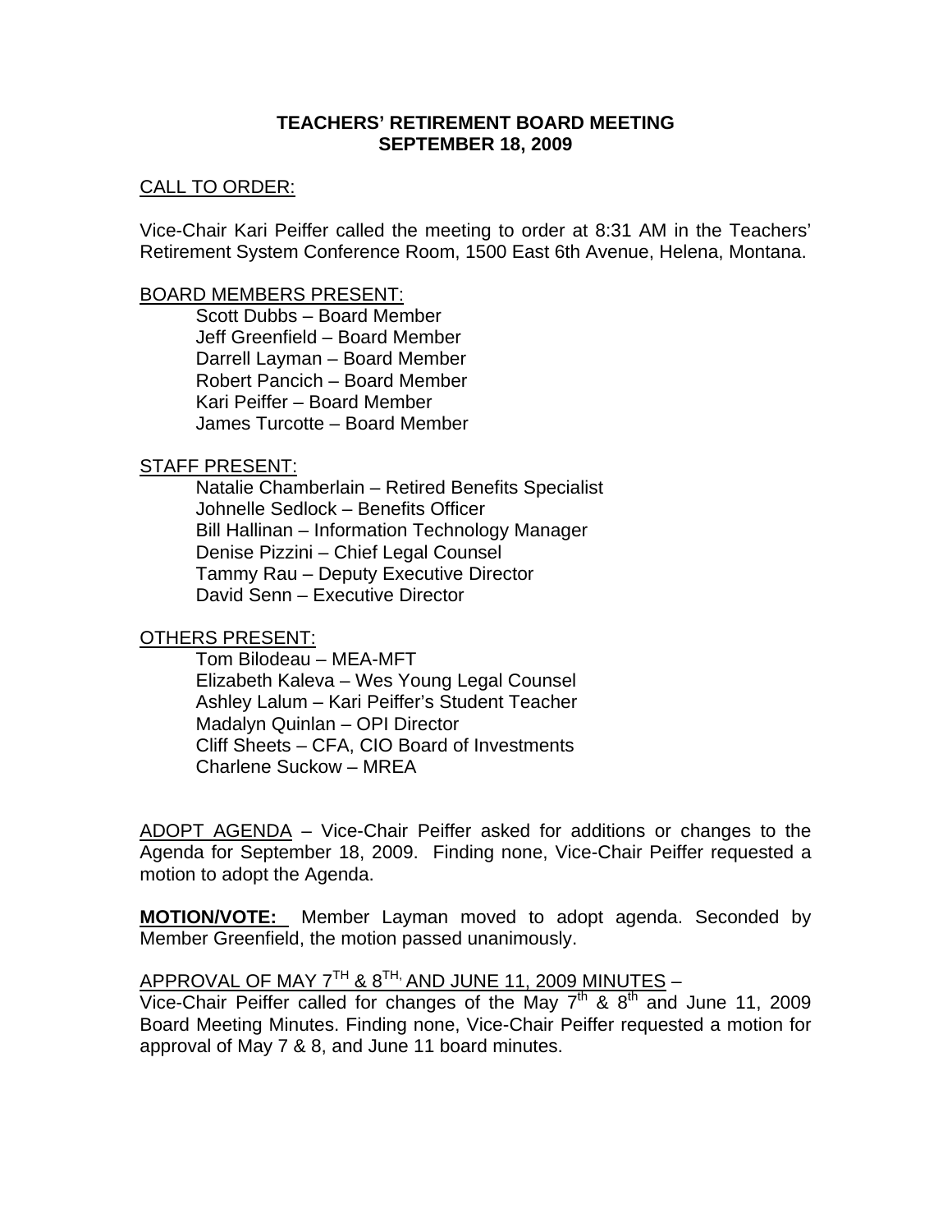# TEACHERS' RETIREMENT BOARD MEETING
## SEPTEMBER 18, 2009

CALL TO ORDER:

Vice-Chair Kari Peiffer called the meeting to order at 8:31 AM in the Teachers' Retirement System Conference Room, 1500 East 6th Avenue, Helena, Montana.

BOARD MEMBERS PRESENT:

Scott Dubbs – Board Member
Jeff Greenfield – Board Member
Darrell Layman – Board Member
Robert Pancich – Board Member
Kari Peiffer – Board Member
James Turcotte – Board Member

STAFF PRESENT:

Natalie Chamberlain – Retired Benefits Specialist
Johnelle Sedlock – Benefits Officer
Bill Hallinan – Information Technology Manager
Denise Pizzini – Chief Legal Counsel
Tammy Rau – Deputy Executive Director
David Senn – Executive Director

OTHERS PRESENT:

Tom Bilodeau – MEA-MFT
Elizabeth Kaleva – Wes Young Legal Counsel
Ashley Lalum – Kari Peiffer's Student Teacher
Madalyn Quinlan – OPI Director
Cliff Sheets – CFA, CIO Board of Investments
Charlene Suckow – MREA

ADOPT AGENDA – Vice-Chair Peiffer asked for additions or changes to the Agenda for September 18, 2009. Finding none, Vice-Chair Peiffer requested a motion to adopt the Agenda.

**MOTION/VOTE:** Member Layman moved to adopt agenda. Seconded by Member Greenfield, the motion passed unanimously.

APPROVAL OF MAY 7TH & 8TH, AND JUNE 11, 2009 MINUTES –
Vice-Chair Peiffer called for changes of the May 7th & 8th and June 11, 2009 Board Meeting Minutes. Finding none, Vice-Chair Peiffer requested a motion for approval of May 7 & 8, and June 11 board minutes.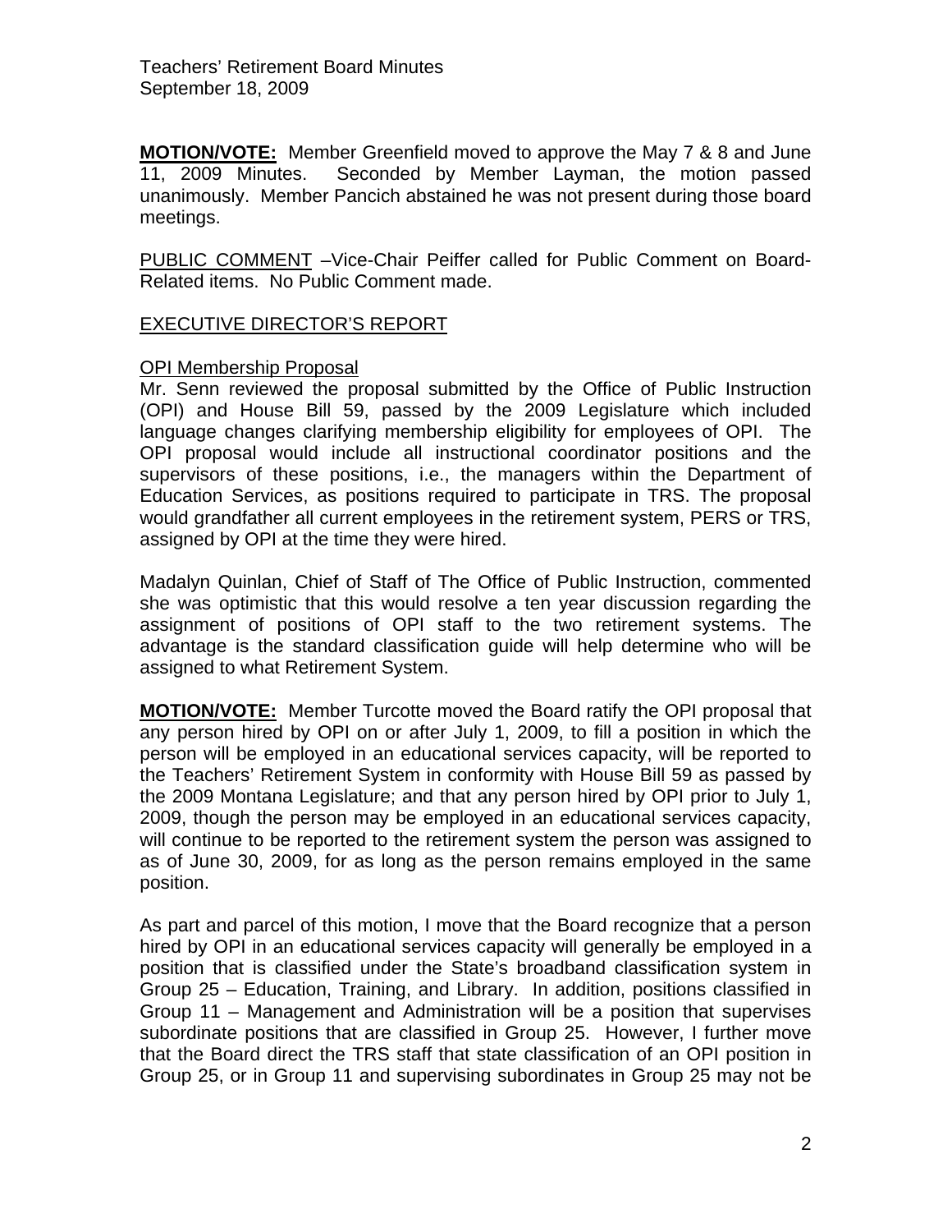**MOTION/VOTE:** Member Greenfield moved to approve the May 7 & 8 and June 11, 2009 Minutes. Seconded by Member Layman, the motion passed unanimously. Member Pancich abstained he was not present during those board meetings.

<u>PUBLIC COMMENT</u> –Vice-Chair Peiffer called for Public Comment on Board-Related items. No Public Comment made.

<u>EXECUTIVE DIRECTOR'S REPORT</u>

<u>OPI Membership Proposal</u>

Mr. Senn reviewed the proposal submitted by the Office of Public Instruction (OPI) and House Bill 59, passed by the 2009 Legislature which included language changes clarifying membership eligibility for employees of OPI. The OPI proposal would include all instructional coordinator positions and the supervisors of these positions, i.e., the managers within the Department of Education Services, as positions required to participate in TRS. The proposal would grandfather all current employees in the retirement system, PERS or TRS, assigned by OPI at the time they were hired.

Madalyn Quinlan, Chief of Staff of The Office of Public Instruction, commented she was optimistic that this would resolve a ten year discussion regarding the assignment of positions of OPI staff to the two retirement systems. The advantage is the standard classification guide will help determine who will be assigned to what Retirement System.

**MOTION/VOTE:** Member Turcotte moved the Board ratify the OPI proposal that any person hired by OPI on or after July 1, 2009, to fill a position in which the person will be employed in an educational services capacity, will be reported to the Teachers' Retirement System in conformity with House Bill 59 as passed by the 2009 Montana Legislature; and that any person hired by OPI prior to July 1, 2009, though the person may be employed in an educational services capacity, will continue to be reported to the retirement system the person was assigned to as of June 30, 2009, for as long as the person remains employed in the same position.

As part and parcel of this motion, I move that the Board recognize that a person hired by OPI in an educational services capacity will generally be employed in a position that is classified under the State's broadband classification system in Group 25 – Education, Training, and Library. In addition, positions classified in Group 11 – Management and Administration will be a position that supervises subordinate positions that are classified in Group 25. However, I further move that the Board direct the TRS staff that state classification of an OPI position in Group 25, or in Group 11 and supervising subordinates in Group 25 may not be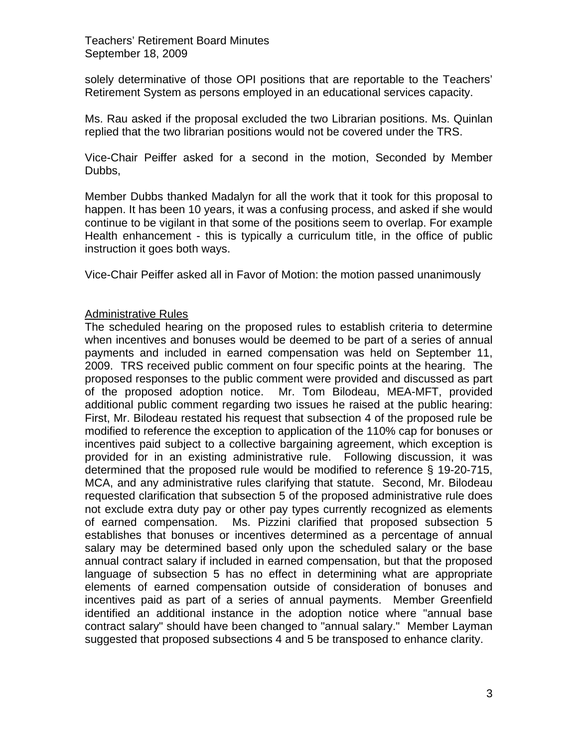solely determinative of those OPI positions that are reportable to the Teachers' Retirement System as persons employed in an educational services capacity.

Ms. Rau asked if the proposal excluded the two Librarian positions. Ms. Quinlan replied that the two librarian positions would not be covered under the TRS.

Vice-Chair Peiffer asked for a second in the motion, Seconded by Member Dubbs,

Member Dubbs thanked Madalyn for all the work that it took for this proposal to happen. It has been 10 years, it was a confusing process, and asked if she would continue to be vigilant in that some of the positions seem to overlap. For example Health enhancement - this is typically a curriculum title, in the office of public instruction it goes both ways.

Vice-Chair Peiffer asked all in Favor of Motion: the motion passed unanimously

Administrative Rules

The scheduled hearing on the proposed rules to establish criteria to determine when incentives and bonuses would be deemed to be part of a series of annual payments and included in earned compensation was held on September 11, 2009. TRS received public comment on four specific points at the hearing. The proposed responses to the public comment were provided and discussed as part of the proposed adoption notice. Mr. Tom Bilodeau, MEA-MFT, provided additional public comment regarding two issues he raised at the public hearing: First, Mr. Bilodeau restated his request that subsection 4 of the proposed rule be modified to reference the exception to application of the 110% cap for bonuses or incentives paid subject to a collective bargaining agreement, which exception is provided for in an existing administrative rule. Following discussion, it was determined that the proposed rule would be modified to reference § 19-20-715, MCA, and any administrative rules clarifying that statute. Second, Mr. Bilodeau requested clarification that subsection 5 of the proposed administrative rule does not exclude extra duty pay or other pay types currently recognized as elements of earned compensation. Ms. Pizzini clarified that proposed subsection 5 establishes that bonuses or incentives determined as a percentage of annual salary may be determined based only upon the scheduled salary or the base annual contract salary if included in earned compensation, but that the proposed language of subsection 5 has no effect in determining what are appropriate elements of earned compensation outside of consideration of bonuses and incentives paid as part of a series of annual payments. Member Greenfield identified an additional instance in the adoption notice where "annual base contract salary" should have been changed to "annual salary." Member Layman suggested that proposed subsections 4 and 5 be transposed to enhance clarity.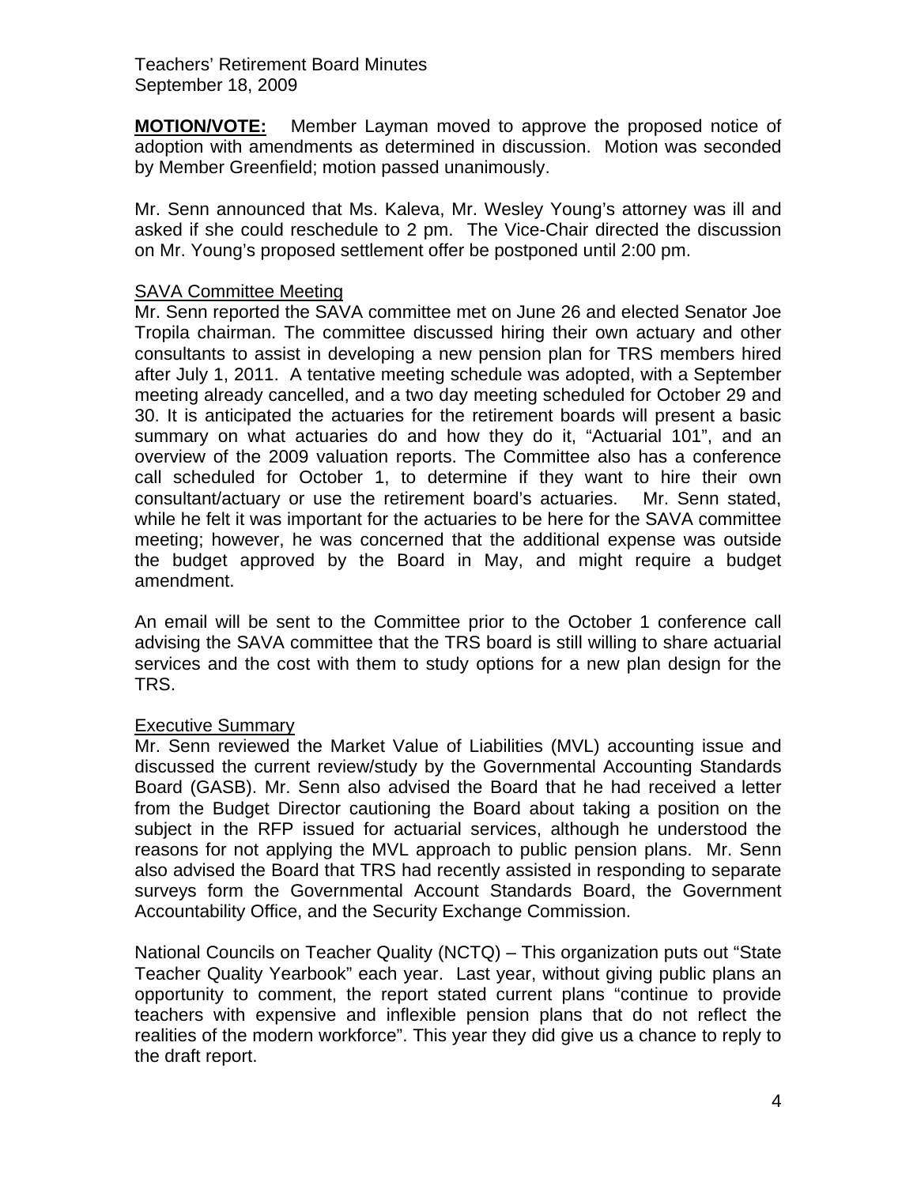**MOTION/VOTE:** Member Layman moved to approve the proposed notice of adoption with amendments as determined in discussion. Motion was seconded by Member Greenfield; motion passed unanimously.

Mr. Senn announced that Ms. Kaleva, Mr. Wesley Young's attorney was ill and asked if she could reschedule to 2 pm. The Vice-Chair directed the discussion on Mr. Young's proposed settlement offer be postponed until 2:00 pm.

<u>SAVA Committee Meeting</u>

Mr. Senn reported the SAVA committee met on June 26 and elected Senator Joe Tropila chairman. The committee discussed hiring their own actuary and other consultants to assist in developing a new pension plan for TRS members hired after July 1, 2011. A tentative meeting schedule was adopted, with a September meeting already cancelled, and a two day meeting scheduled for October 29 and 30. It is anticipated the actuaries for the retirement boards will present a basic summary on what actuaries do and how they do it, "Actuarial 101", and an overview of the 2009 valuation reports. The Committee also has a conference call scheduled for October 1, to determine if they want to hire their own consultant/actuary or use the retirement board's actuaries. Mr. Senn stated, while he felt it was important for the actuaries to be here for the SAVA committee meeting; however, he was concerned that the additional expense was outside the budget approved by the Board in May, and might require a budget amendment.

An email will be sent to the Committee prior to the October 1 conference call advising the SAVA committee that the TRS board is still willing to share actuarial services and the cost with them to study options for a new plan design for the TRS.

<u>Executive Summary</u>

Mr. Senn reviewed the Market Value of Liabilities (MVL) accounting issue and discussed the current review/study by the Governmental Accounting Standards Board (GASB). Mr. Senn also advised the Board that he had received a letter from the Budget Director cautioning the Board about taking a position on the subject in the RFP issued for actuarial services, although he understood the reasons for not applying the MVL approach to public pension plans. Mr. Senn also advised the Board that TRS had recently assisted in responding to separate surveys form the Governmental Account Standards Board, the Government Accountability Office, and the Security Exchange Commission.

National Councils on Teacher Quality (NCTQ) – This organization puts out "State Teacher Quality Yearbook" each year. Last year, without giving public plans an opportunity to comment, the report stated current plans "continue to provide teachers with expensive and inflexible pension plans that do not reflect the realities of the modern workforce". This year they did give us a chance to reply to the draft report.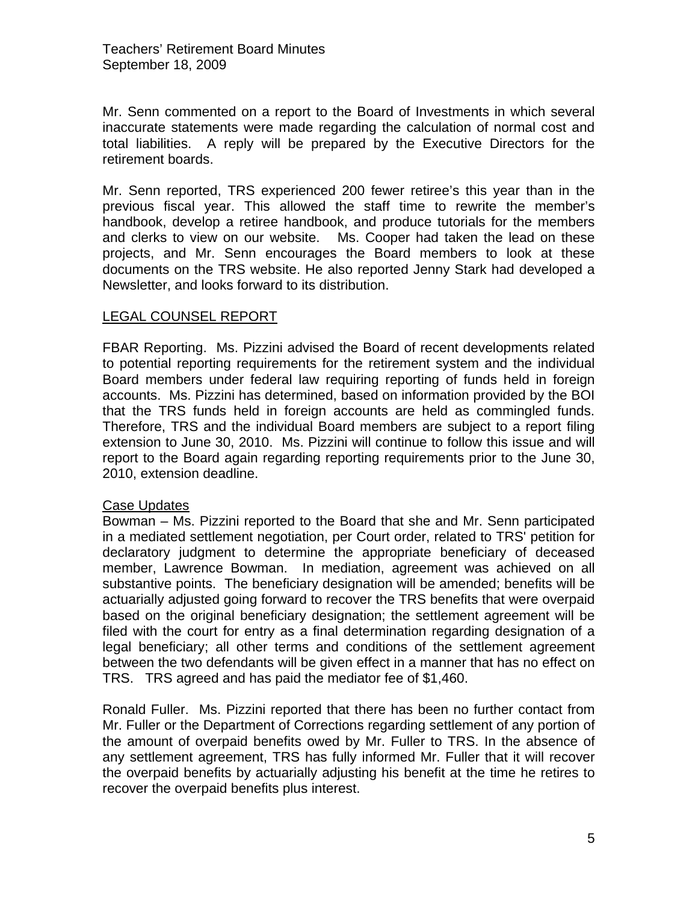Mr. Senn commented on a report to the Board of Investments in which several inaccurate statements were made regarding the calculation of normal cost and total liabilities. A reply will be prepared by the Executive Directors for the retirement boards.

Mr. Senn reported, TRS experienced 200 fewer retiree's this year than in the previous fiscal year. This allowed the staff time to rewrite the member's handbook, develop a retiree handbook, and produce tutorials for the members and clerks to view on our website. Ms. Cooper had taken the lead on these projects, and Mr. Senn encourages the Board members to look at these documents on the TRS website. He also reported Jenny Stark had developed a Newsletter, and looks forward to its distribution.

## LEGAL COUNSEL REPORT

FBAR Reporting. Ms. Pizzini advised the Board of recent developments related to potential reporting requirements for the retirement system and the individual Board members under federal law requiring reporting of funds held in foreign accounts. Ms. Pizzini has determined, based on information provided by the BOI that the TRS funds held in foreign accounts are held as commingled funds. Therefore, TRS and the individual Board members are subject to a report filing extension to June 30, 2010. Ms. Pizzini will continue to follow this issue and will report to the Board again regarding reporting requirements prior to the June 30, 2010, extension deadline.

### Case Updates

Bowman – Ms. Pizzini reported to the Board that she and Mr. Senn participated in a mediated settlement negotiation, per Court order, related to TRS' petition for declaratory judgment to determine the appropriate beneficiary of deceased member, Lawrence Bowman. In mediation, agreement was achieved on all substantive points. The beneficiary designation will be amended; benefits will be actuarially adjusted going forward to recover the TRS benefits that were overpaid based on the original beneficiary designation; the settlement agreement will be filed with the court for entry as a final determination regarding designation of a legal beneficiary; all other terms and conditions of the settlement agreement between the two defendants will be given effect in a manner that has no effect on TRS. TRS agreed and has paid the mediator fee of $1,460.

Ronald Fuller. Ms. Pizzini reported that there has been no further contact from Mr. Fuller or the Department of Corrections regarding settlement of any portion of the amount of overpaid benefits owed by Mr. Fuller to TRS. In the absence of any settlement agreement, TRS has fully informed Mr. Fuller that it will recover the overpaid benefits by actuarially adjusting his benefit at the time he retires to recover the overpaid benefits plus interest.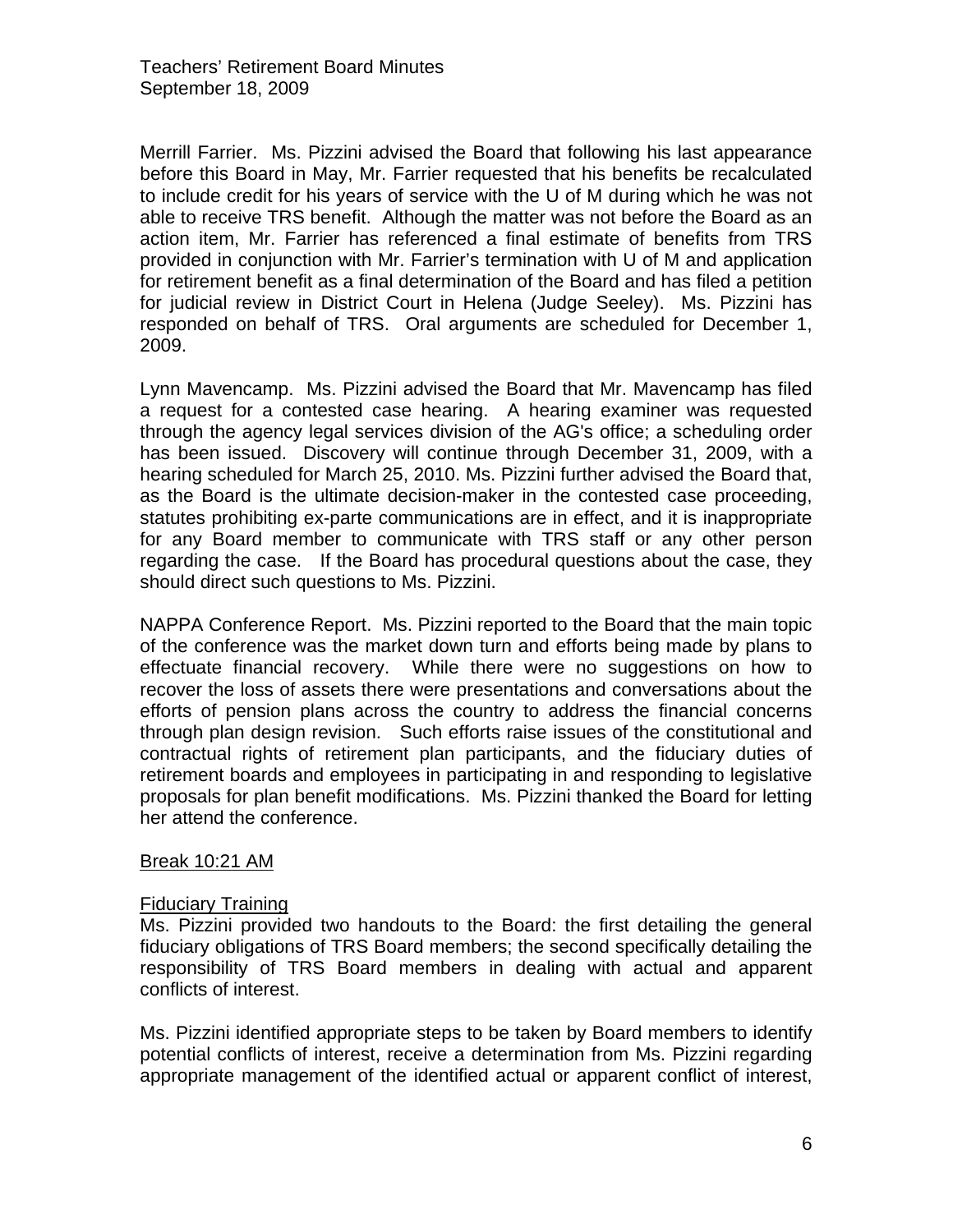Merrill Farrier. Ms. Pizzini advised the Board that following his last appearance before this Board in May, Mr. Farrier requested that his benefits be recalculated to include credit for his years of service with the U of M during which he was not able to receive TRS benefit. Although the matter was not before the Board as an action item, Mr. Farrier has referenced a final estimate of benefits from TRS provided in conjunction with Mr. Farrier's termination with U of M and application for retirement benefit as a final determination of the Board and has filed a petition for judicial review in District Court in Helena (Judge Seeley). Ms. Pizzini has responded on behalf of TRS. Oral arguments are scheduled for December 1, 2009.

Lynn Mavencamp. Ms. Pizzini advised the Board that Mr. Mavencamp has filed a request for a contested case hearing. A hearing examiner was requested through the agency legal services division of the AG's office; a scheduling order has been issued. Discovery will continue through December 31, 2009, with a hearing scheduled for March 25, 2010. Ms. Pizzini further advised the Board that, as the Board is the ultimate decision-maker in the contested case proceeding, statutes prohibiting ex-parte communications are in effect, and it is inappropriate for any Board member to communicate with TRS staff or any other person regarding the case. If the Board has procedural questions about the case, they should direct such questions to Ms. Pizzini.

NAPPA Conference Report. Ms. Pizzini reported to the Board that the main topic of the conference was the market down turn and efforts being made by plans to effectuate financial recovery. While there were no suggestions on how to recover the loss of assets there were presentations and conversations about the efforts of pension plans across the country to address the financial concerns through plan design revision. Such efforts raise issues of the constitutional and contractual rights of retirement plan participants, and the fiduciary duties of retirement boards and employees in participating in and responding to legislative proposals for plan benefit modifications. Ms. Pizzini thanked the Board for letting her attend the conference.

<u>Break 10:21 AM</u>

<u>Fiduciary Training</u>

Ms. Pizzini provided two handouts to the Board: the first detailing the general fiduciary obligations of TRS Board members; the second specifically detailing the responsibility of TRS Board members in dealing with actual and apparent conflicts of interest.

Ms. Pizzini identified appropriate steps to be taken by Board members to identify potential conflicts of interest, receive a determination from Ms. Pizzini regarding appropriate management of the identified actual or apparent conflict of interest,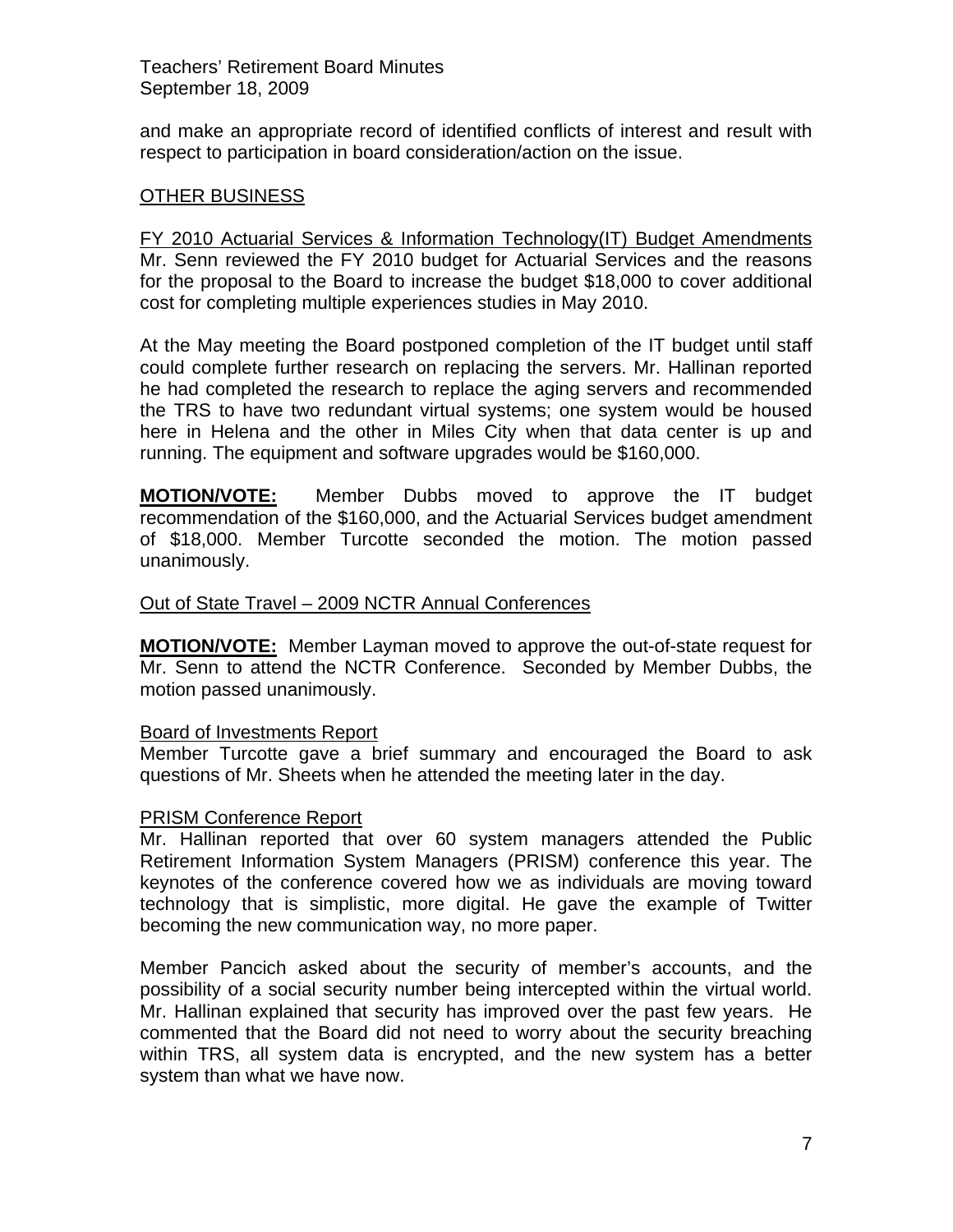and make an appropriate record of identified conflicts of interest and result with respect to participation in board consideration/action on the issue.

## OTHER BUSINESS

### FY 2010 Actuarial Services & Information Technology(IT) Budget Amendments

Mr. Senn reviewed the FY 2010 budget for Actuarial Services and the reasons for the proposal to the Board to increase the budget $18,000 to cover additional cost for completing multiple experiences studies in May 2010.

At the May meeting the Board postponed completion of the IT budget until staff could complete further research on replacing the servers. Mr. Hallinan reported he had completed the research to replace the aging servers and recommended the TRS to have two redundant virtual systems; one system would be housed here in Helena and the other in Miles City when that data center is up and running. The equipment and software upgrades would be $160,000.

**MOTION/VOTE:** Member Dubbs moved to approve the IT budget recommendation of the $160,000, and the Actuarial Services budget amendment of $18,000. Member Turcotte seconded the motion. The motion passed unanimously.

### Out of State Travel – 2009 NCTR Annual Conferences

**MOTION/VOTE:** Member Layman moved to approve the out-of-state request for Mr. Senn to attend the NCTR Conference. Seconded by Member Dubbs, the motion passed unanimously.

### Board of Investments Report

Member Turcotte gave a brief summary and encouraged the Board to ask questions of Mr. Sheets when he attended the meeting later in the day.

### PRISM Conference Report

Mr. Hallinan reported that over 60 system managers attended the Public Retirement Information System Managers (PRISM) conference this year. The keynotes of the conference covered how we as individuals are moving toward technology that is simplistic, more digital. He gave the example of Twitter becoming the new communication way, no more paper.

Member Pancich asked about the security of member's accounts, and the possibility of a social security number being intercepted within the virtual world. Mr. Hallinan explained that security has improved over the past few years. He commented that the Board did not need to worry about the security breaching within TRS, all system data is encrypted, and the new system has a better system than what we have now.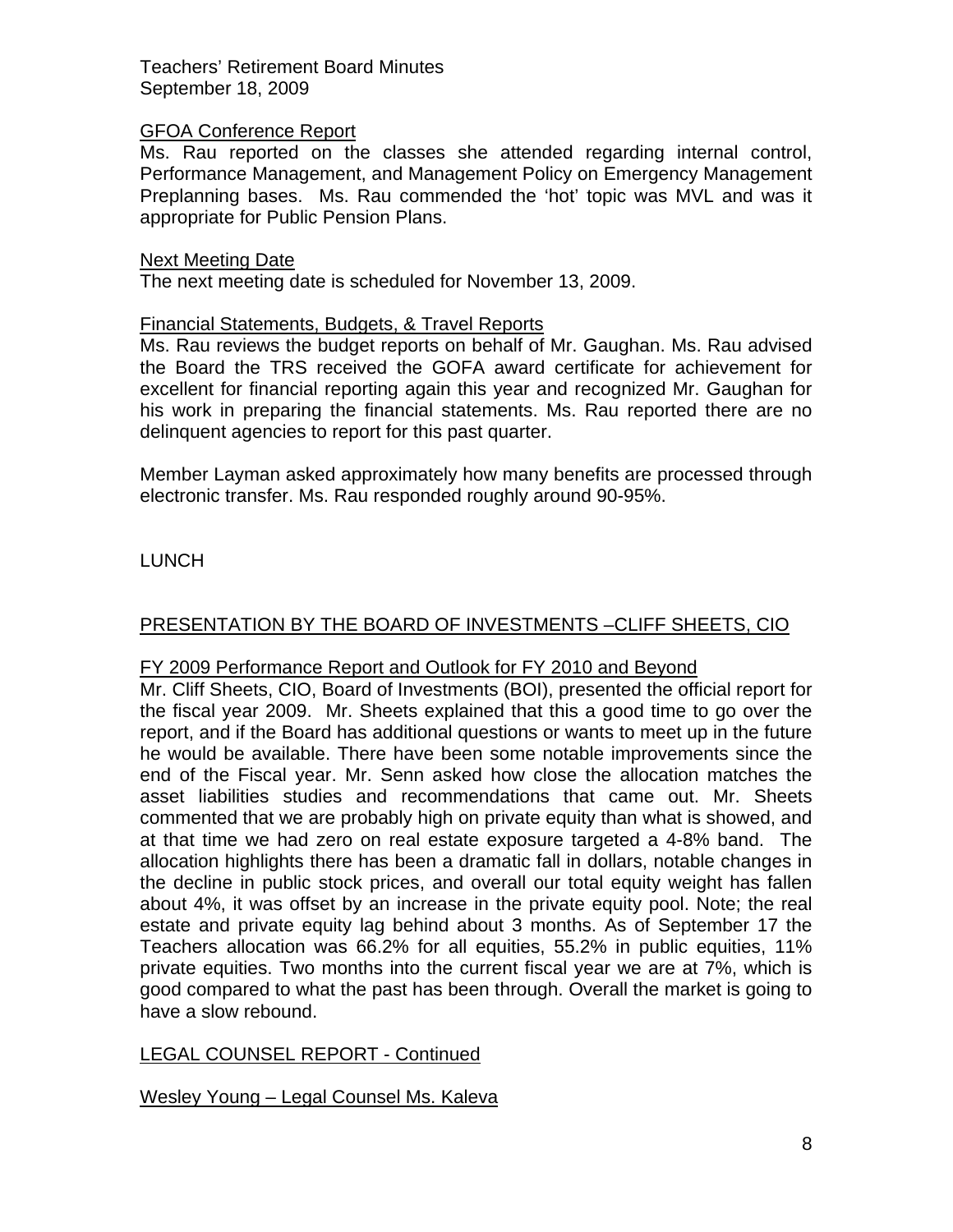Teachers' Retirement Board Minutes
September 18, 2009

GFOA Conference Report

Ms. Rau reported on the classes she attended regarding internal control, Performance Management, and Management Policy on Emergency Management Preplanning bases. Ms. Rau commended the 'hot' topic was MVL and was it appropriate for Public Pension Plans.

Next Meeting Date

The next meeting date is scheduled for November 13, 2009.

Financial Statements, Budgets, & Travel Reports

Ms. Rau reviews the budget reports on behalf of Mr. Gaughan. Ms. Rau advised the Board the TRS received the GOFA award certificate for achievement for excellent for financial reporting again this year and recognized Mr. Gaughan for his work in preparing the financial statements. Ms. Rau reported there are no delinquent agencies to report for this past quarter.

Member Layman asked approximately how many benefits are processed through electronic transfer. Ms. Rau responded roughly around 90-95%.

LUNCH

PRESENTATION BY THE BOARD OF INVESTMENTS –CLIFF SHEETS, CIO

FY 2009 Performance Report and Outlook for FY 2010 and Beyond

Mr. Cliff Sheets, CIO, Board of Investments (BOI), presented the official report for the fiscal year 2009. Mr. Sheets explained that this a good time to go over the report, and if the Board has additional questions or wants to meet up in the future he would be available. There have been some notable improvements since the end of the Fiscal year. Mr. Senn asked how close the allocation matches the asset liabilities studies and recommendations that came out. Mr. Sheets commented that we are probably high on private equity than what is showed, and at that time we had zero on real estate exposure targeted a 4-8% band. The allocation highlights there has been a dramatic fall in dollars, notable changes in the decline in public stock prices, and overall our total equity weight has fallen about 4%, it was offset by an increase in the private equity pool. Note; the real estate and private equity lag behind about 3 months. As of September 17 the Teachers allocation was 66.2% for all equities, 55.2% in public equities, 11% private equities. Two months into the current fiscal year we are at 7%, which is good compared to what the past has been through. Overall the market is going to have a slow rebound.

LEGAL COUNSEL REPORT - Continued

Wesley Young – Legal Counsel Ms. Kaleva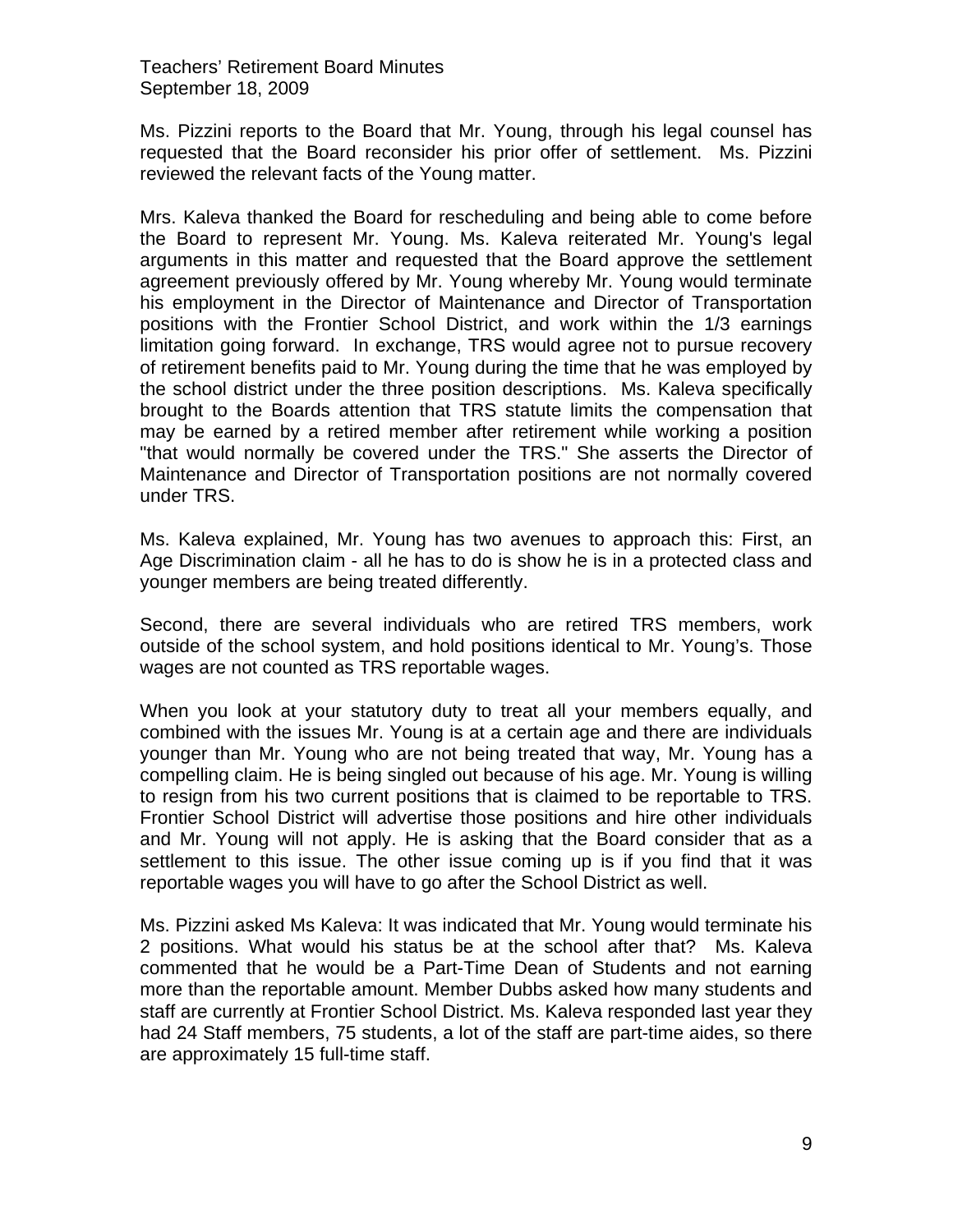Ms. Pizzini reports to the Board that Mr. Young, through his legal counsel has requested that the Board reconsider his prior offer of settlement. Ms. Pizzini reviewed the relevant facts of the Young matter.

Mrs. Kaleva thanked the Board for rescheduling and being able to come before the Board to represent Mr. Young. Ms. Kaleva reiterated Mr. Young's legal arguments in this matter and requested that the Board approve the settlement agreement previously offered by Mr. Young whereby Mr. Young would terminate his employment in the Director of Maintenance and Director of Transportation positions with the Frontier School District, and work within the 1/3 earnings limitation going forward. In exchange, TRS would agree not to pursue recovery of retirement benefits paid to Mr. Young during the time that he was employed by the school district under the three position descriptions. Ms. Kaleva specifically brought to the Boards attention that TRS statute limits the compensation that may be earned by a retired member after retirement while working a position "that would normally be covered under the TRS." She asserts the Director of Maintenance and Director of Transportation positions are not normally covered under TRS.

Ms. Kaleva explained, Mr. Young has two avenues to approach this: First, an Age Discrimination claim - all he has to do is show he is in a protected class and younger members are being treated differently.

Second, there are several individuals who are retired TRS members, work outside of the school system, and hold positions identical to Mr. Young's. Those wages are not counted as TRS reportable wages.

When you look at your statutory duty to treat all your members equally, and combined with the issues Mr. Young is at a certain age and there are individuals younger than Mr. Young who are not being treated that way, Mr. Young has a compelling claim. He is being singled out because of his age. Mr. Young is willing to resign from his two current positions that is claimed to be reportable to TRS. Frontier School District will advertise those positions and hire other individuals and Mr. Young will not apply. He is asking that the Board consider that as a settlement to this issue. The other issue coming up is if you find that it was reportable wages you will have to go after the School District as well.

Ms. Pizzini asked Ms Kaleva: It was indicated that Mr. Young would terminate his 2 positions. What would his status be at the school after that? Ms. Kaleva commented that he would be a Part-Time Dean of Students and not earning more than the reportable amount. Member Dubbs asked how many students and staff are currently at Frontier School District. Ms. Kaleva responded last year they had 24 Staff members, 75 students, a lot of the staff are part-time aides, so there are approximately 15 full-time staff.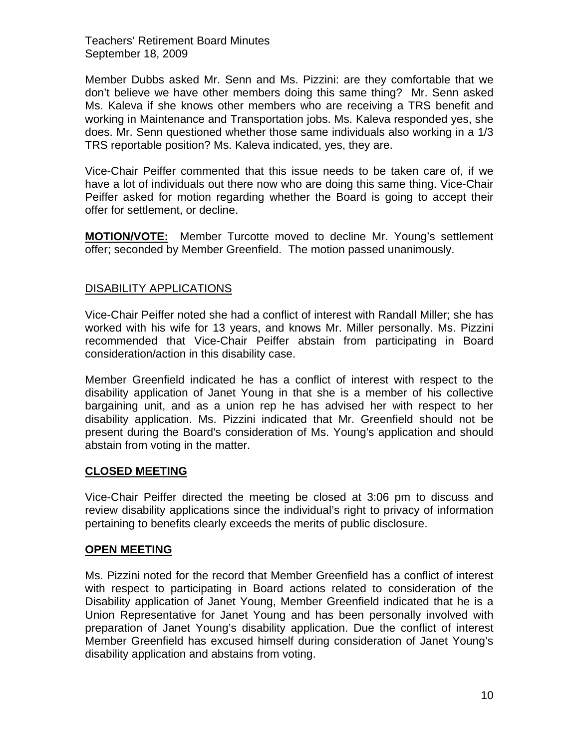Member Dubbs asked Mr. Senn and Ms. Pizzini: are they comfortable that we don't believe we have other members doing this same thing? Mr. Senn asked Ms. Kaleva if she knows other members who are receiving a TRS benefit and working in Maintenance and Transportation jobs. Ms. Kaleva responded yes, she does. Mr. Senn questioned whether those same individuals also working in a 1/3 TRS reportable position? Ms. Kaleva indicated, yes, they are.

Vice-Chair Peiffer commented that this issue needs to be taken care of, if we have a lot of individuals out there now who are doing this same thing. Vice-Chair Peiffer asked for motion regarding whether the Board is going to accept their offer for settlement, or decline.

**MOTION/VOTE:** Member Turcotte moved to decline Mr. Young's settlement offer; seconded by Member Greenfield. The motion passed unanimously.

## DISABILITY APPLICATIONS

Vice-Chair Peiffer noted she had a conflict of interest with Randall Miller; she has worked with his wife for 13 years, and knows Mr. Miller personally. Ms. Pizzini recommended that Vice-Chair Peiffer abstain from participating in Board consideration/action in this disability case.

Member Greenfield indicated he has a conflict of interest with respect to the disability application of Janet Young in that she is a member of his collective bargaining unit, and as a union rep he has advised her with respect to her disability application. Ms. Pizzini indicated that Mr. Greenfield should not be present during the Board's consideration of Ms. Young's application and should abstain from voting in the matter.

## CLOSED MEETING

Vice-Chair Peiffer directed the meeting be closed at 3:06 pm to discuss and review disability applications since the individual's right to privacy of information pertaining to benefits clearly exceeds the merits of public disclosure.

## OPEN MEETING

Ms. Pizzini noted for the record that Member Greenfield has a conflict of interest with respect to participating in Board actions related to consideration of the Disability application of Janet Young, Member Greenfield indicated that he is a Union Representative for Janet Young and has been personally involved with preparation of Janet Young's disability application. Due the conflict of interest Member Greenfield has excused himself during consideration of Janet Young's disability application and abstains from voting.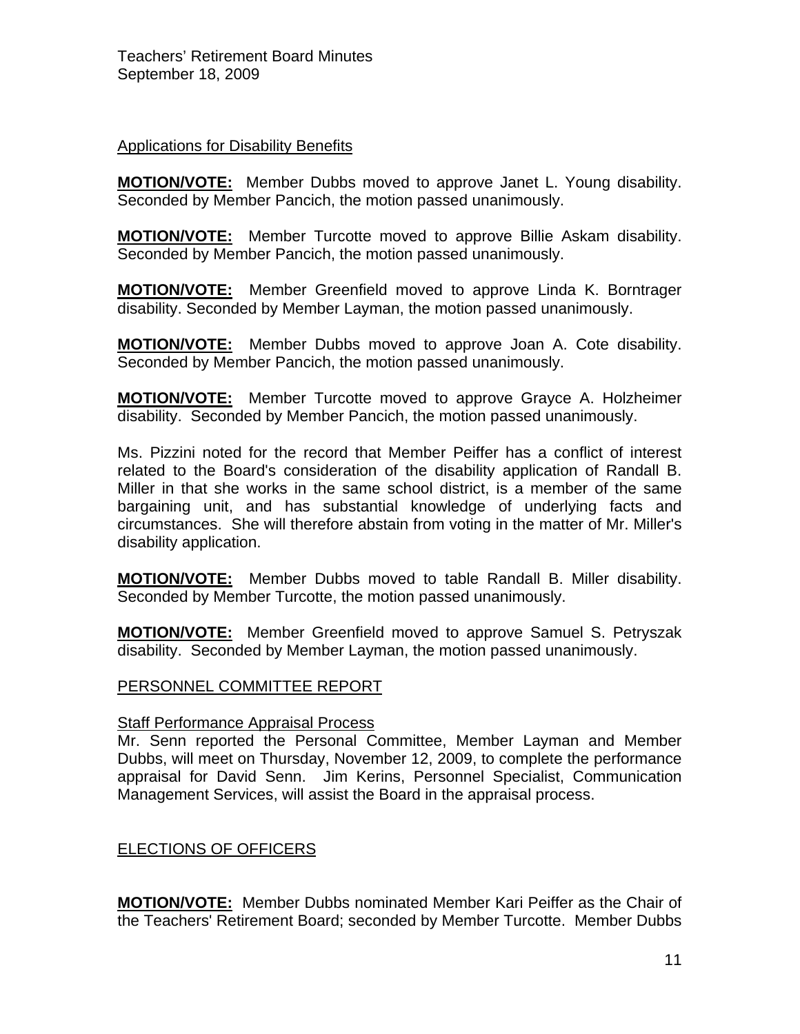Applications for Disability Benefits

**MOTION/VOTE:** Member Dubbs moved to approve Janet L. Young disability. Seconded by Member Pancich, the motion passed unanimously.

**MOTION/VOTE:** Member Turcotte moved to approve Billie Askam disability. Seconded by Member Pancich, the motion passed unanimously.

**MOTION/VOTE:** Member Greenfield moved to approve Linda K. Borntrager disability. Seconded by Member Layman, the motion passed unanimously.

**MOTION/VOTE:** Member Dubbs moved to approve Joan A. Cote disability. Seconded by Member Pancich, the motion passed unanimously.

**MOTION/VOTE:** Member Turcotte moved to approve Grayce A. Holzheimer disability. Seconded by Member Pancich, the motion passed unanimously.

Ms. Pizzini noted for the record that Member Peiffer has a conflict of interest related to the Board's consideration of the disability application of Randall B. Miller in that she works in the same school district, is a member of the same bargaining unit, and has substantial knowledge of underlying facts and circumstances. She will therefore abstain from voting in the matter of Mr. Miller's disability application.

**MOTION/VOTE:** Member Dubbs moved to table Randall B. Miller disability. Seconded by Member Turcotte, the motion passed unanimously.

**MOTION/VOTE:** Member Greenfield moved to approve Samuel S. Petryszak disability. Seconded by Member Layman, the motion passed unanimously.

## PERSONNEL COMMITTEE REPORT

Staff Performance Appraisal Process

Mr. Senn reported the Personal Committee, Member Layman and Member Dubbs, will meet on Thursday, November 12, 2009, to complete the performance appraisal for David Senn. Jim Kerins, Personnel Specialist, Communication Management Services, will assist the Board in the appraisal process.

## ELECTIONS OF OFFICERS

**MOTION/VOTE:** Member Dubbs nominated Member Kari Peiffer as the Chair of the Teachers' Retirement Board; seconded by Member Turcotte. Member Dubbs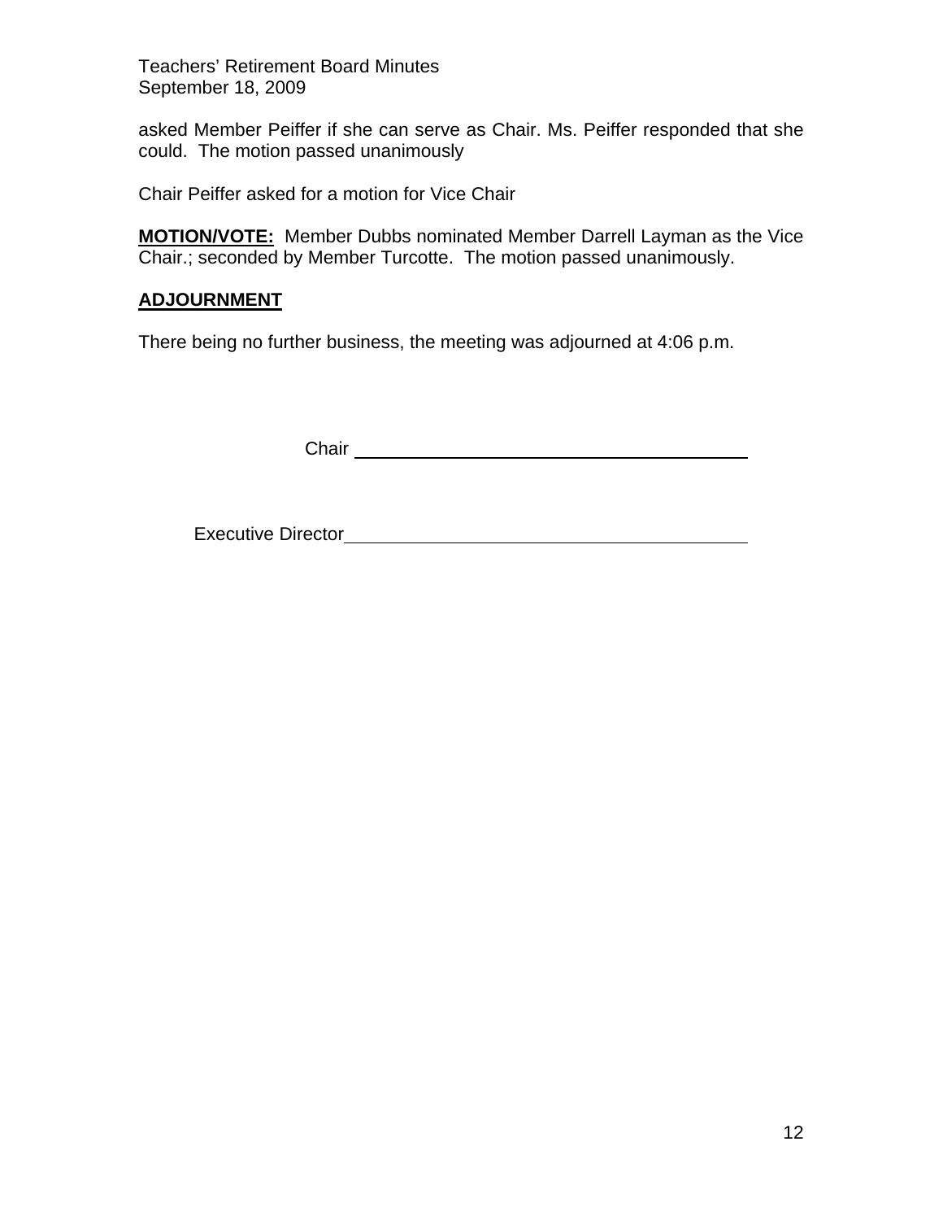asked Member Peiffer if she can serve as Chair. Ms. Peiffer responded that she could. The motion passed unanimously

Chair Peiffer asked for a motion for Vice Chair

**MOTION/VOTE:** Member Dubbs nominated Member Darrell Layman as the Vice Chair.; seconded by Member Turcotte. The motion passed unanimously.

**ADJOURNMENT**

There being no further business, the meeting was adjourned at 4:06 p.m.

Chair ______________________________________

Executive Director______________________________________